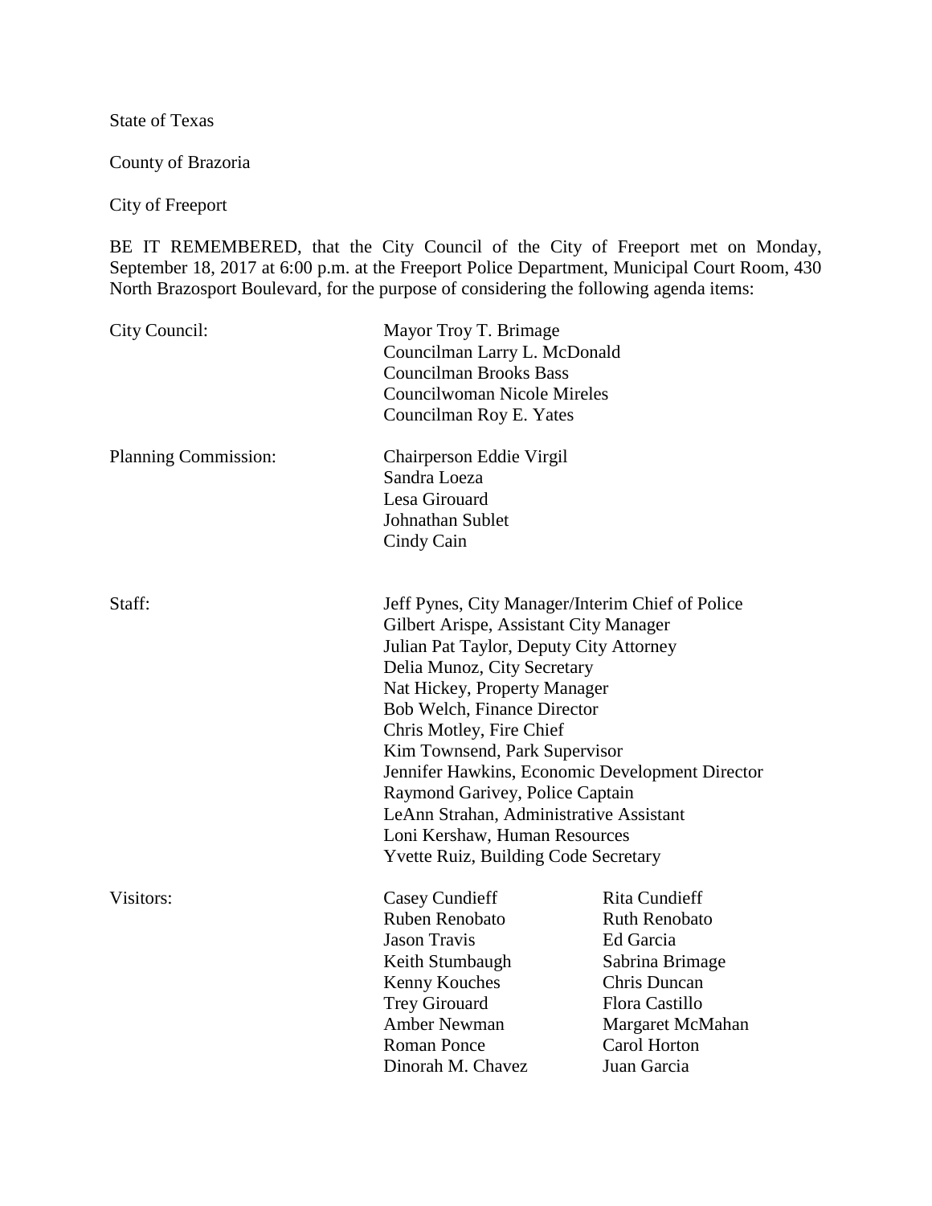State of Texas

County of Brazoria

City of Freeport

BE IT REMEMBERED, that the City Council of the City of Freeport met on Monday, September 18, 2017 at 6:00 p.m. at the Freeport Police Department, Municipal Court Room, 430 North Brazosport Boulevard, for the purpose of considering the following agenda items:

| | | |
|---|---|---|
| City Council: | Mayor Troy T. Brimage<br>Councilman Larry L. McDonald<br>Councilman Brooks Bass<br>Councilwoman Nicole Mireles<br>Councilman Roy E. Yates | |
| Planning Commission: | Chairperson Eddie Virgil<br>Sandra Loeza<br>Lesa Girouard<br>Johnathan Sublet<br>Cindy Cain | |
| Staff: | Jeff Pynes, City Manager/Interim Chief of Police<br>Gilbert Arispe, Assistant City Manager<br>Julian Pat Taylor, Deputy City Attorney<br>Delia Munoz, City Secretary<br>Nat Hickey, Property Manager<br>Bob Welch, Finance Director<br>Chris Motley, Fire Chief<br>Kim Townsend, Park Supervisor<br>Jennifer Hawkins, Economic Development Director<br>Raymond Garivey, Police Captain<br>LeAnn Strahan, Administrative Assistant<br>Loni Kershaw, Human Resources<br>Yvette Ruiz, Building Code Secretary | |
| Visitors: | Casey Cundieff<br>Ruben Renobato<br>Jason Travis<br>Keith Stumbaugh<br>Kenny Kouches<br>Trey Girouard<br>Amber Newman<br>Roman Ponce<br>Dinorah M. Chavez | Rita Cundieff<br>Ruth Renobato<br>Ed Garcia<br>Sabrina Brimage<br>Chris Duncan<br>Flora Castillo<br>Margaret McMahan<br>Carol Horton<br>Juan Garcia |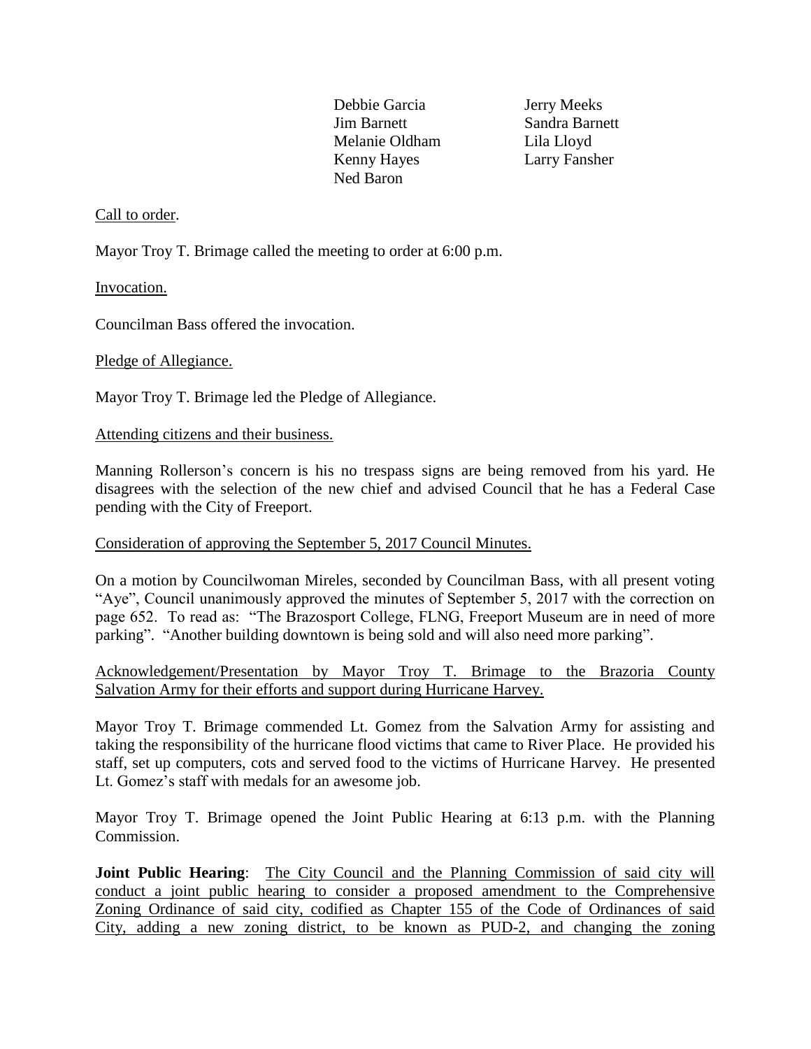| | |
|---|---|
| Debbie Garcia | Jerry Meeks |
| Jim Barnett | Sandra Barnett |
| Melanie Oldham | Lila Lloyd |
| Kenny Hayes | Larry Fansher |
| Ned Baron | |

Call to order.

Mayor Troy T. Brimage called the meeting to order at 6:00 p.m.

Invocation.

Councilman Bass offered the invocation.

Pledge of Allegiance.

Mayor Troy T. Brimage led the Pledge of Allegiance.

Attending citizens and their business.

Manning Rollerson's concern is his no trespass signs are being removed from his yard. He disagrees with the selection of the new chief and advised Council that he has a Federal Case pending with the City of Freeport.

Consideration of approving the September 5, 2017 Council Minutes.

On a motion by Councilwoman Mireles, seconded by Councilman Bass, with all present voting "Aye", Council unanimously approved the minutes of September 5, 2017 with the correction on page 652. To read as: "The Brazosport College, FLNG, Freeport Museum are in need of more parking". "Another building downtown is being sold and will also need more parking".

Acknowledgement/Presentation by Mayor Troy T. Brimage to the Brazoria County Salvation Army for their efforts and support during Hurricane Harvey.

Mayor Troy T. Brimage commended Lt. Gomez from the Salvation Army for assisting and taking the responsibility of the hurricane flood victims that came to River Place. He provided his staff, set up computers, cots and served food to the victims of Hurricane Harvey. He presented Lt. Gomez's staff with medals for an awesome job.

Mayor Troy T. Brimage opened the Joint Public Hearing at 6:13 p.m. with the Planning Commission.

**Joint Public Hearing**: The City Council and the Planning Commission of said city will conduct a joint public hearing to consider a proposed amendment to the Comprehensive Zoning Ordinance of said city, codified as Chapter 155 of the Code of Ordinances of said City, adding a new zoning district, to be known as PUD-2, and changing the zoning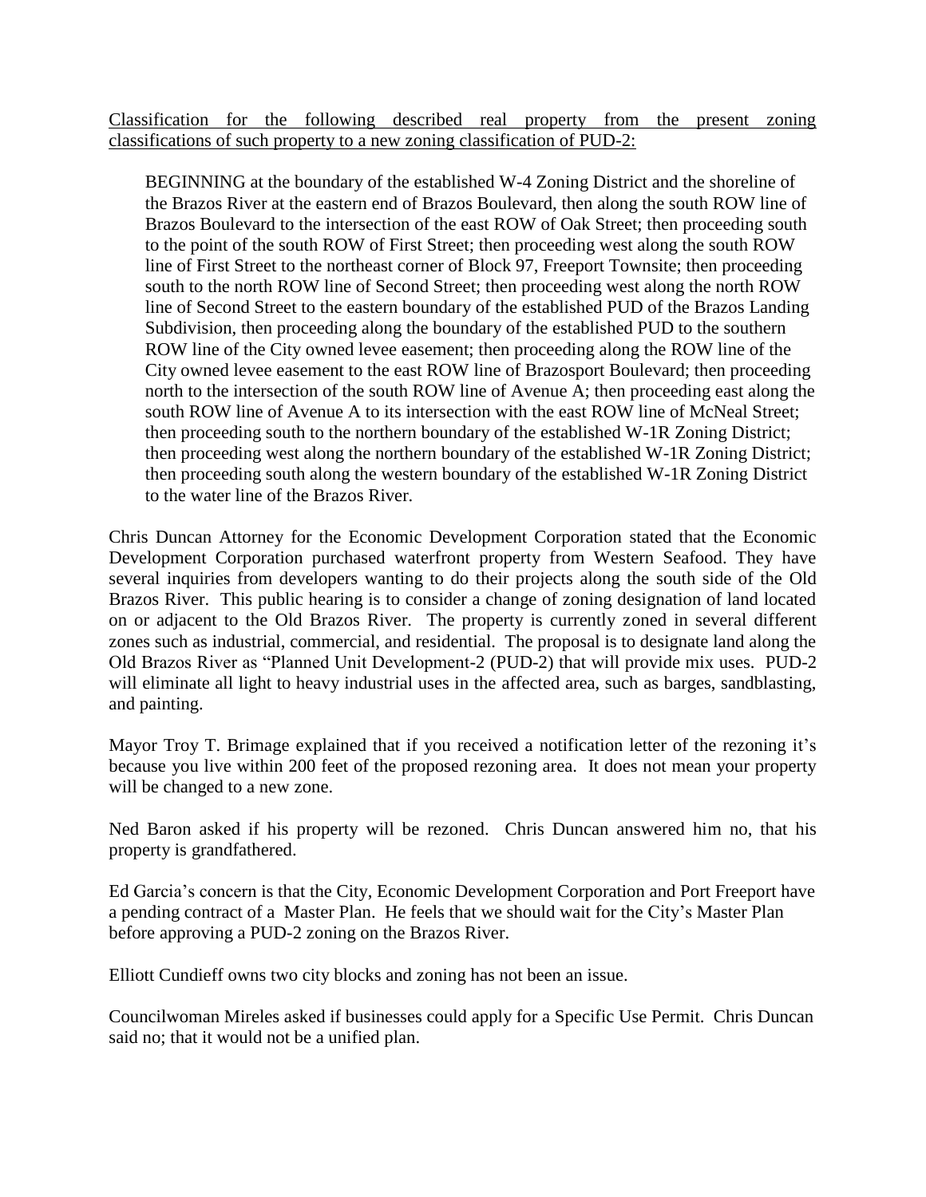Classification for the following described real property from the present zoning classifications of such property to a new zoning classification of PUD-2:

> BEGINNING at the boundary of the established W-4 Zoning District and the shoreline of the Brazos River at the eastern end of Brazos Boulevard, then along the south ROW line of Brazos Boulevard to the intersection of the east ROW of Oak Street; then proceeding south to the point of the south ROW of First Street; then proceeding west along the south ROW line of First Street to the northeast corner of Block 97, Freeport Townsite; then proceeding south to the north ROW line of Second Street; then proceeding west along the north ROW line of Second Street to the eastern boundary of the established PUD of the Brazos Landing Subdivision, then proceeding along the boundary of the established PUD to the southern ROW line of the City owned levee easement; then proceeding along the ROW line of the City owned levee easement to the east ROW line of Brazosport Boulevard; then proceeding north to the intersection of the south ROW line of Avenue A; then proceeding east along the south ROW line of Avenue A to its intersection with the east ROW line of McNeal Street; then proceeding south to the northern boundary of the established W-1R Zoning District; then proceeding west along the northern boundary of the established W-1R Zoning District; then proceeding south along the western boundary of the established W-1R Zoning District to the water line of the Brazos River.

Chris Duncan Attorney for the Economic Development Corporation stated that the Economic Development Corporation purchased waterfront property from Western Seafood. They have several inquiries from developers wanting to do their projects along the south side of the Old Brazos River. This public hearing is to consider a change of zoning designation of land located on or adjacent to the Old Brazos River. The property is currently zoned in several different zones such as industrial, commercial, and residential. The proposal is to designate land along the Old Brazos River as "Planned Unit Development-2 (PUD-2) that will provide mix uses. PUD-2 will eliminate all light to heavy industrial uses in the affected area, such as barges, sandblasting, and painting.

Mayor Troy T. Brimage explained that if you received a notification letter of the rezoning it's because you live within 200 feet of the proposed rezoning area. It does not mean your property will be changed to a new zone.

Ned Baron asked if his property will be rezoned. Chris Duncan answered him no, that his property is grandfathered.

Ed Garcia's concern is that the City, Economic Development Corporation and Port Freeport have a pending contract of a Master Plan. He feels that we should wait for the City's Master Plan before approving a PUD-2 zoning on the Brazos River.

Elliott Cundieff owns two city blocks and zoning has not been an issue.

Councilwoman Mireles asked if businesses could apply for a Specific Use Permit. Chris Duncan said no; that it would not be a unified plan.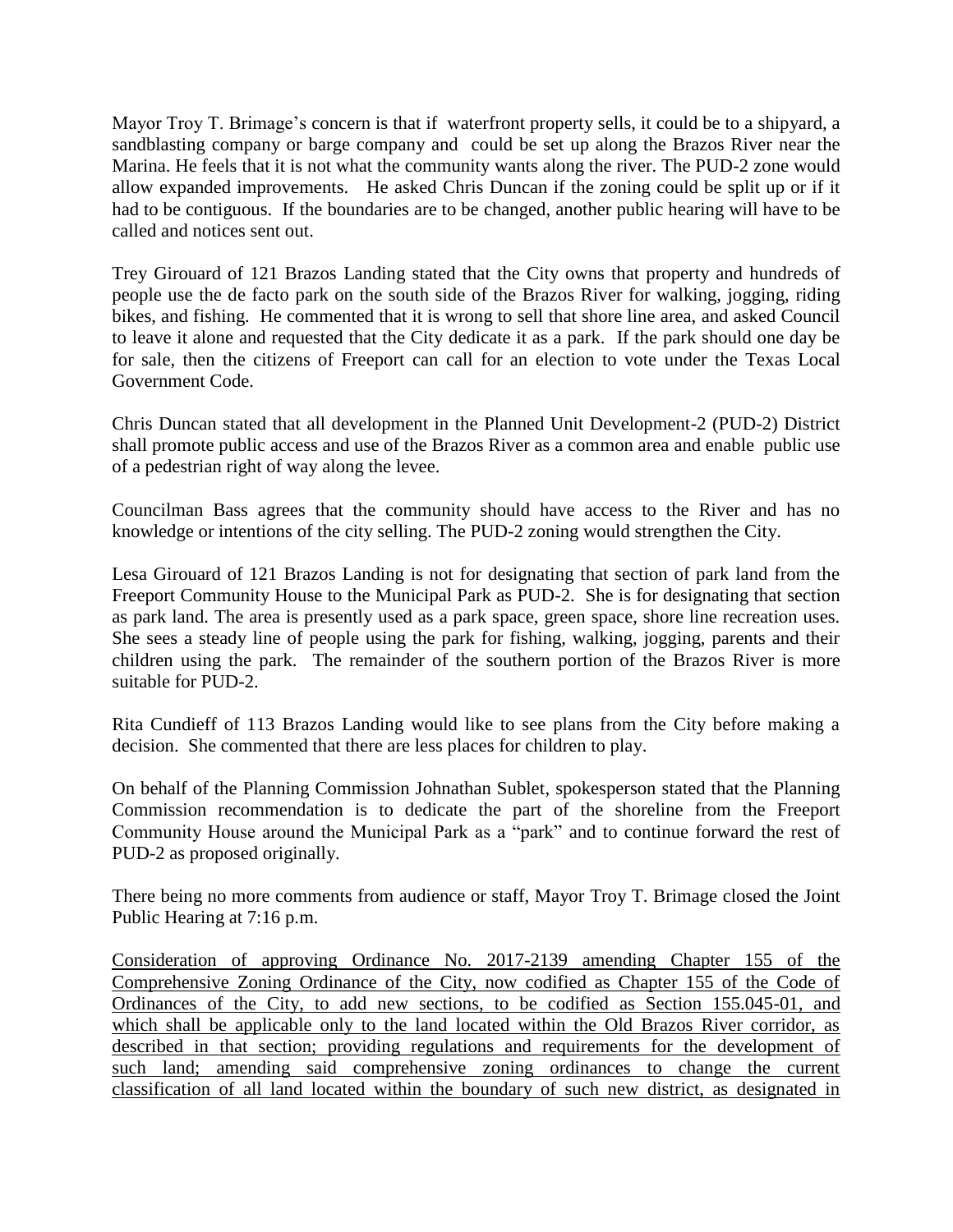Mayor Troy T. Brimage's concern is that if waterfront property sells, it could be to a shipyard, a sandblasting company or barge company and could be set up along the Brazos River near the Marina. He feels that it is not what the community wants along the river. The PUD-2 zone would allow expanded improvements. He asked Chris Duncan if the zoning could be split up or if it had to be contiguous. If the boundaries are to be changed, another public hearing will have to be called and notices sent out.

Trey Girouard of 121 Brazos Landing stated that the City owns that property and hundreds of people use the de facto park on the south side of the Brazos River for walking, jogging, riding bikes, and fishing. He commented that it is wrong to sell that shore line area, and asked Council to leave it alone and requested that the City dedicate it as a park. If the park should one day be for sale, then the citizens of Freeport can call for an election to vote under the Texas Local Government Code.

Chris Duncan stated that all development in the Planned Unit Development-2 (PUD-2) District shall promote public access and use of the Brazos River as a common area and enable public use of a pedestrian right of way along the levee.

Councilman Bass agrees that the community should have access to the River and has no knowledge or intentions of the city selling. The PUD-2 zoning would strengthen the City.

Lesa Girouard of 121 Brazos Landing is not for designating that section of park land from the Freeport Community House to the Municipal Park as PUD-2. She is for designating that section as park land. The area is presently used as a park space, green space, shore line recreation uses. She sees a steady line of people using the park for fishing, walking, jogging, parents and their children using the park. The remainder of the southern portion of the Brazos River is more suitable for PUD-2.

Rita Cundieff of 113 Brazos Landing would like to see plans from the City before making a decision. She commented that there are less places for children to play.

On behalf of the Planning Commission Johnathan Sublet, spokesperson stated that the Planning Commission recommendation is to dedicate the part of the shoreline from the Freeport Community House around the Municipal Park as a "park" and to continue forward the rest of PUD-2 as proposed originally.

There being no more comments from audience or staff, Mayor Troy T. Brimage closed the Joint Public Hearing at 7:16 p.m.

<u>Consideration of approving Ordinance No. 2017-2139 amending Chapter 155 of the Comprehensive Zoning Ordinance of the City, now codified as Chapter 155 of the Code of Ordinances of the City, to add new sections, to be codified as Section 155.045-01, and which shall be applicable only to the land located within the Old Brazos River corridor, as described in that section; providing regulations and requirements for the development of such land; amending said comprehensive zoning ordinances to change the current classification of all land located within the boundary of such new district, as designated in</u>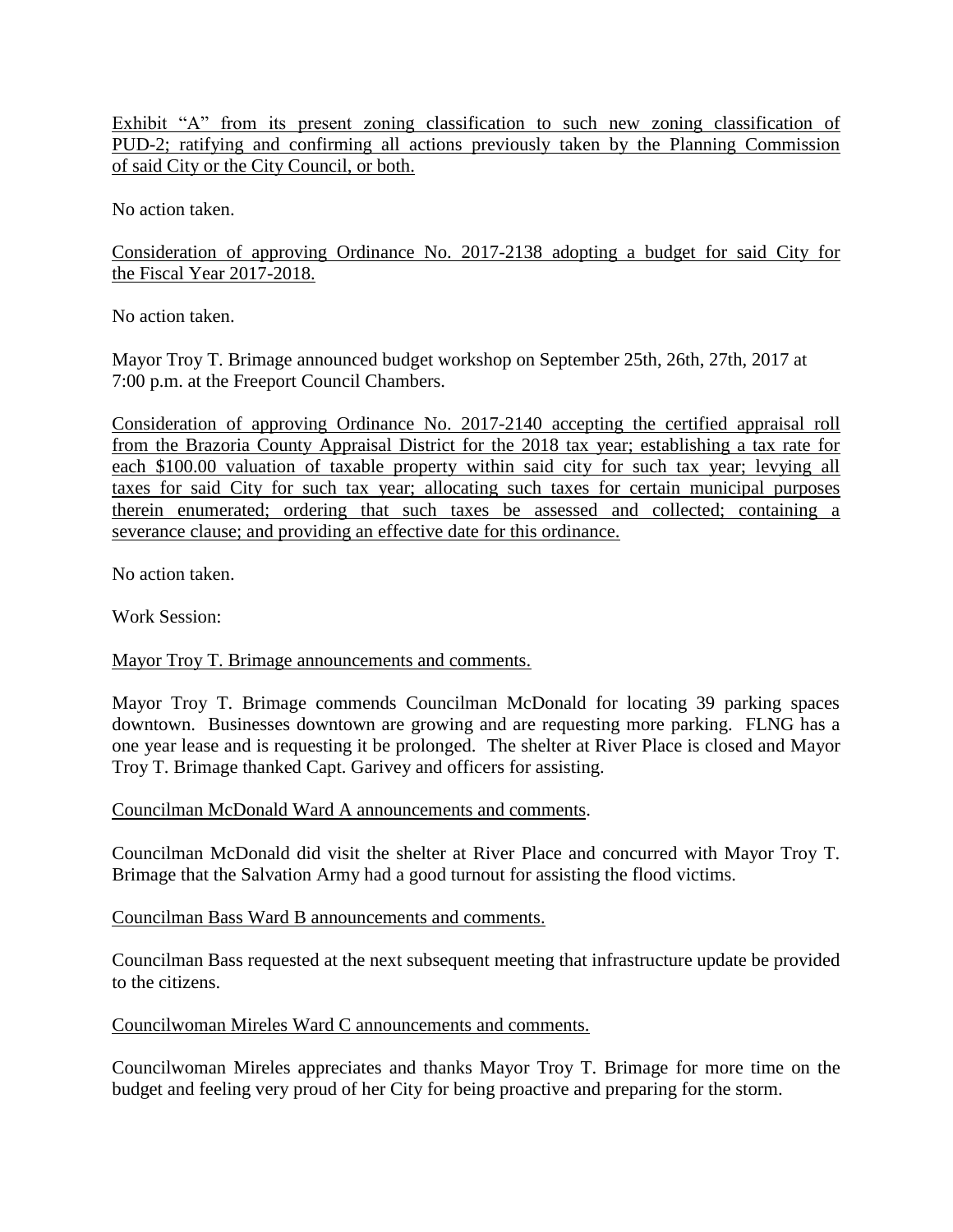Exhibit "A" from its present zoning classification to such new zoning classification of PUD-2; ratifying and confirming all actions previously taken by the Planning Commission of said City or the City Council, or both.

No action taken.

Consideration of approving Ordinance No. 2017-2138 adopting a budget for said City for the Fiscal Year 2017-2018.

No action taken.

Mayor Troy T. Brimage announced budget workshop on September 25th, 26th, 27th, 2017 at 7:00 p.m. at the Freeport Council Chambers.

Consideration of approving Ordinance No. 2017-2140 accepting the certified appraisal roll from the Brazoria County Appraisal District for the 2018 tax year; establishing a tax rate for each $100.00 valuation of taxable property within said city for such tax year; levying all taxes for said City for such tax year; allocating such taxes for certain municipal purposes therein enumerated; ordering that such taxes be assessed and collected; containing a severance clause; and providing an effective date for this ordinance.

No action taken.

Work Session:

Mayor Troy T. Brimage announcements and comments.

Mayor Troy T. Brimage commends Councilman McDonald for locating 39 parking spaces downtown. Businesses downtown are growing and are requesting more parking. FLNG has a one year lease and is requesting it be prolonged. The shelter at River Place is closed and Mayor Troy T. Brimage thanked Capt. Garivey and officers for assisting.

Councilman McDonald Ward A announcements and comments.

Councilman McDonald did visit the shelter at River Place and concurred with Mayor Troy T. Brimage that the Salvation Army had a good turnout for assisting the flood victims.

Councilman Bass Ward B announcements and comments.

Councilman Bass requested at the next subsequent meeting that infrastructure update be provided to the citizens.

Councilwoman Mireles Ward C announcements and comments.

Councilwoman Mireles appreciates and thanks Mayor Troy T. Brimage for more time on the budget and feeling very proud of her City for being proactive and preparing for the storm.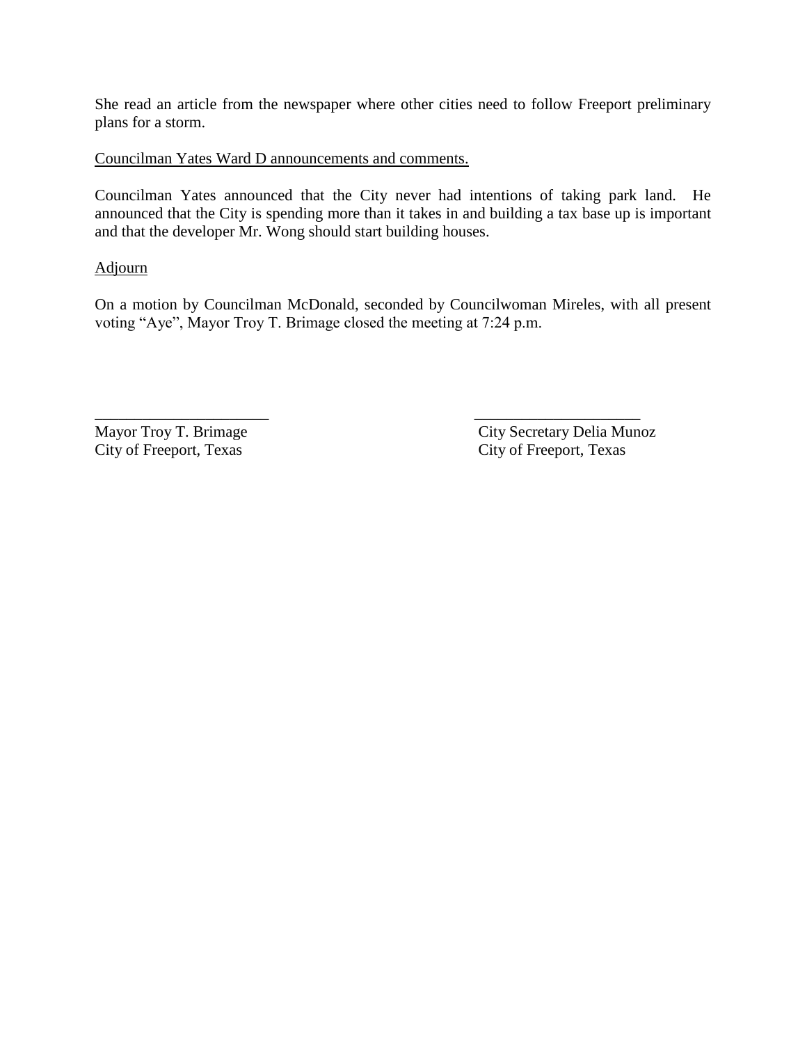She read an article from the newspaper where other cities need to follow Freeport preliminary plans for a storm.

Councilman Yates Ward D announcements and comments.

Councilman Yates announced that the City never had intentions of taking park land. He announced that the City is spending more than it takes in and building a tax base up is important and that the developer Mr. Wong should start building houses.

Adjourn

On a motion by Councilman McDonald, seconded by Councilwoman Mireles, with all present voting "Aye", Mayor Troy T. Brimage closed the meeting at 7:24 p.m.

| | |
|---|---|
| \_\_\_\_\_\_\_\_\_\_\_\_\_\_\_\_\_\_\_\_\_\_ | \_\_\_\_\_\_\_\_\_\_\_\_\_\_\_\_\_\_\_\_\_\_ |
| Mayor Troy T. Brimage | City Secretary Delia Munoz |
| City of Freeport, Texas | City of Freeport, Texas |